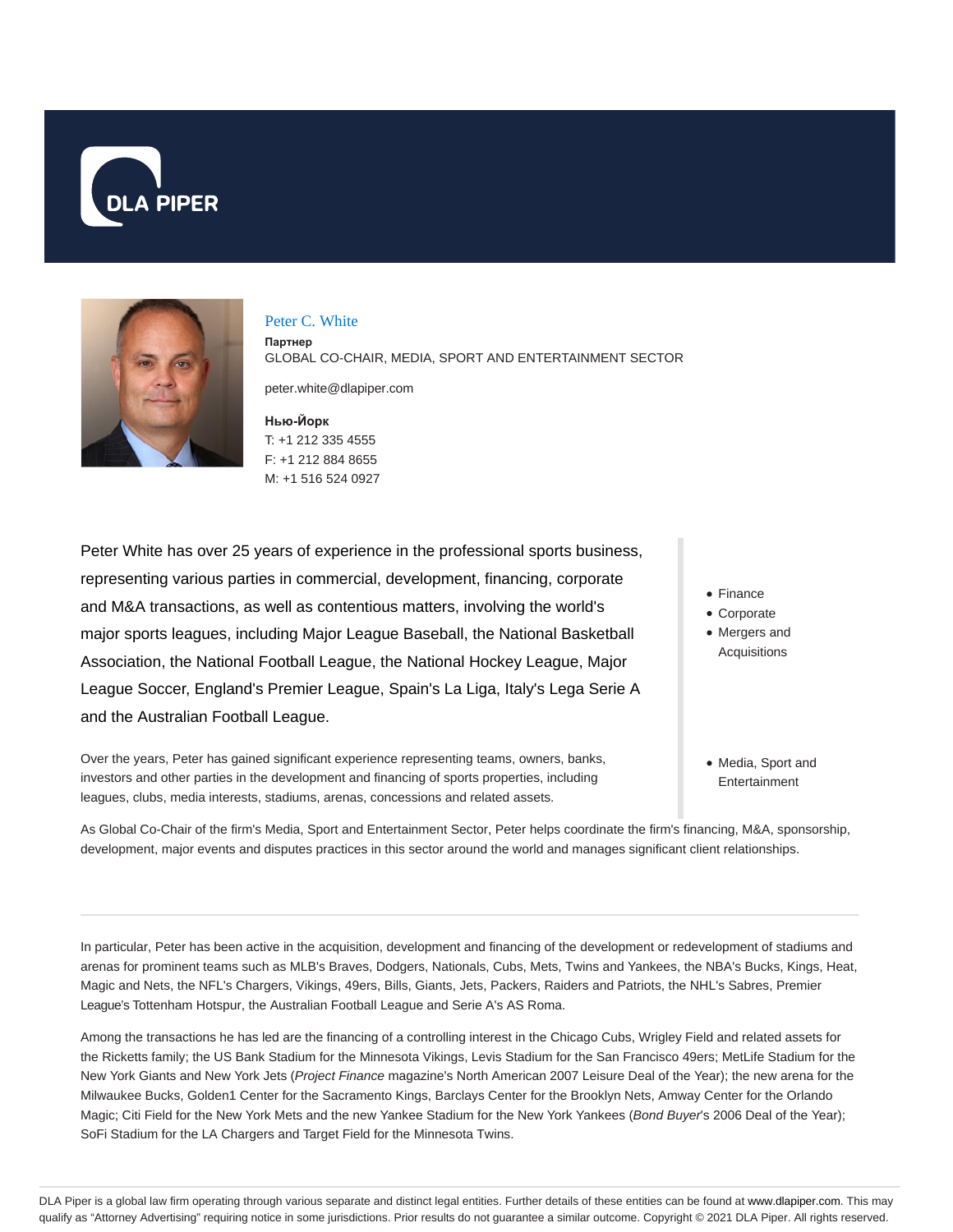DLA PIPER

# Peter C. White

**Партнер**

GLOBAL CO-CHAIR, MEDIA, SPORT AND ENTERTAINMENT SECTOR

peter.white@dlapiper.com

**Нью-Йорк**

T: +1 212 335 4555

F: +1 212 884 8655

M: +1 516 524 0927

Peter White has over 25 years of experience in the professional sports business, representing various parties in commercial, development, financing, corporate and M&A transactions, as well as contentious matters, involving the world's major sports leagues, including Major League Baseball, the National Basketball Association, the National Football League, the National Hockey League, Major League Soccer, England's Premier League, Spain's La Liga, Italy's Lega Serie A and the Australian Football League.

Over the years, Peter has gained significant experience representing teams, owners, banks, investors and other parties in the development and financing of sports properties, including leagues, clubs, media interests, stadiums, arenas, concessions and related assets.

- Finance
- Corporate
- Mergers and Acquisitions

- Media, Sport and Entertainment

As Global Co-Chair of the firm's Media, Sport and Entertainment Sector, Peter helps coordinate the firm's financing, M&A, sponsorship, development, major events and disputes practices in this sector around the world and manages significant client relationships.

---

In particular, Peter has been active in the acquisition, development and financing of the development or redevelopment of stadiums and arenas for prominent teams such as MLB's Braves, Dodgers, Nationals, Cubs, Mets, Twins and Yankees, the NBA's Bucks, Kings, Heat, Magic and Nets, the NFL's Chargers, Vikings, 49ers, Bills, Giants, Jets, Packers, Raiders and Patriots, the NHL's Sabres, Premier League's Tottenham Hotspur, the Australian Football League and Serie A's AS Roma.

Among the transactions he has led are the financing of a controlling interest in the Chicago Cubs, Wrigley Field and related assets for the Ricketts family; the US Bank Stadium for the Minnesota Vikings, Levis Stadium for the San Francisco 49ers; MetLife Stadium for the New York Giants and New York Jets (*Project Finance* magazine's North American 2007 Leisure Deal of the Year); the new arena for the Milwaukee Bucks, Golden1 Center for the Sacramento Kings, Barclays Center for the Brooklyn Nets, Amway Center for the Orlando Magic; Citi Field for the New York Mets and the new Yankee Stadium for the New York Yankees (*Bond Buyer*'s 2006 Deal of the Year); SoFi Stadium for the LA Chargers and Target Field for the Minnesota Twins.

DLA Piper is a global law firm operating through various separate and distinct legal entities. Further details of these entities can be found at www.dlapiper.com. This may qualify as "Attorney Advertising" requiring notice in some jurisdictions. Prior results do not guarantee a similar outcome. Copyright © 2021 DLA Piper. All rights reserved.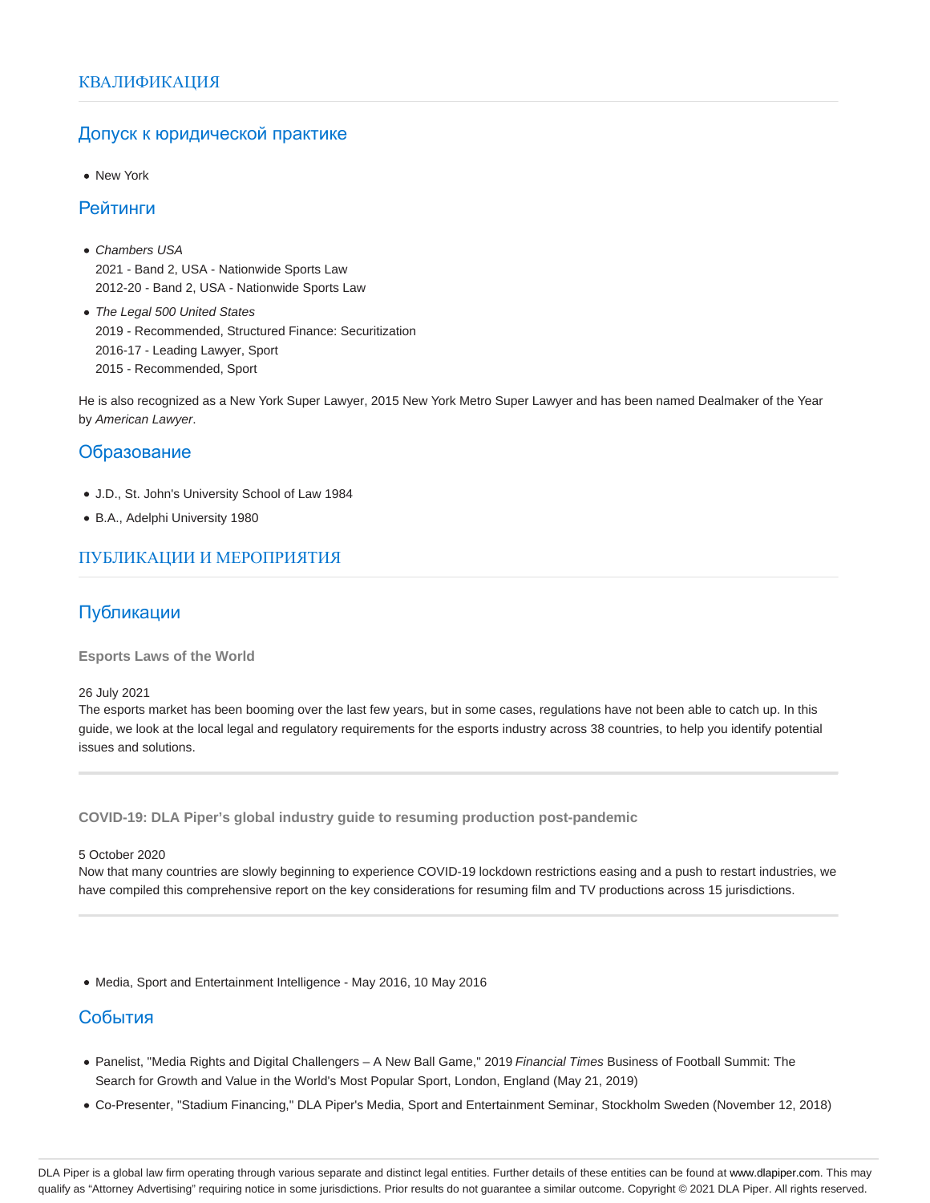## КВАЛИФИКАЦИЯ

### Допуск к юридической практике

- New York

### Рейтинги

- *Chambers USA*
  2021 - Band 2, USA - Nationwide Sports Law
  2012-20 - Band 2, USA - Nationwide Sports Law
- *The Legal 500 United States*
  2019 - Recommended, Structured Finance: Securitization
  2016-17 - Leading Lawyer, Sport
  2015 - Recommended, Sport

He is also recognized as a New York Super Lawyer, 2015 New York Metro Super Lawyer and has been named Dealmaker of the Year by *American Lawyer*.

### Образование

- J.D., St. John's University School of Law 1984
- B.A., Adelphi University 1980

## ПУБЛИКАЦИИ И МЕРОПРИЯТИЯ

### Публикации

**Esports Laws of the World**

26 July 2021
The esports market has been booming over the last few years, but in some cases, regulations have not been able to catch up. In this guide, we look at the local legal and regulatory requirements for the esports industry across 38 countries, to help you identify potential issues and solutions.

---

**COVID-19: DLA Piper's global industry guide to resuming production post-pandemic**

5 October 2020
Now that many countries are slowly beginning to experience COVID-19 lockdown restrictions easing and a push to restart industries, we have compiled this comprehensive report on the key considerations for resuming film and TV productions across 15 jurisdictions.

---

- Media, Sport and Entertainment Intelligence - May 2016, 10 May 2016

### События

- Panelist, "Media Rights and Digital Challengers – A New Ball Game," 2019 *Financial Times* Business of Football Summit: The Search for Growth and Value in the World's Most Popular Sport, London, England (May 21, 2019)
- Co-Presenter, "Stadium Financing," DLA Piper's Media, Sport and Entertainment Seminar, Stockholm Sweden (November 12, 2018)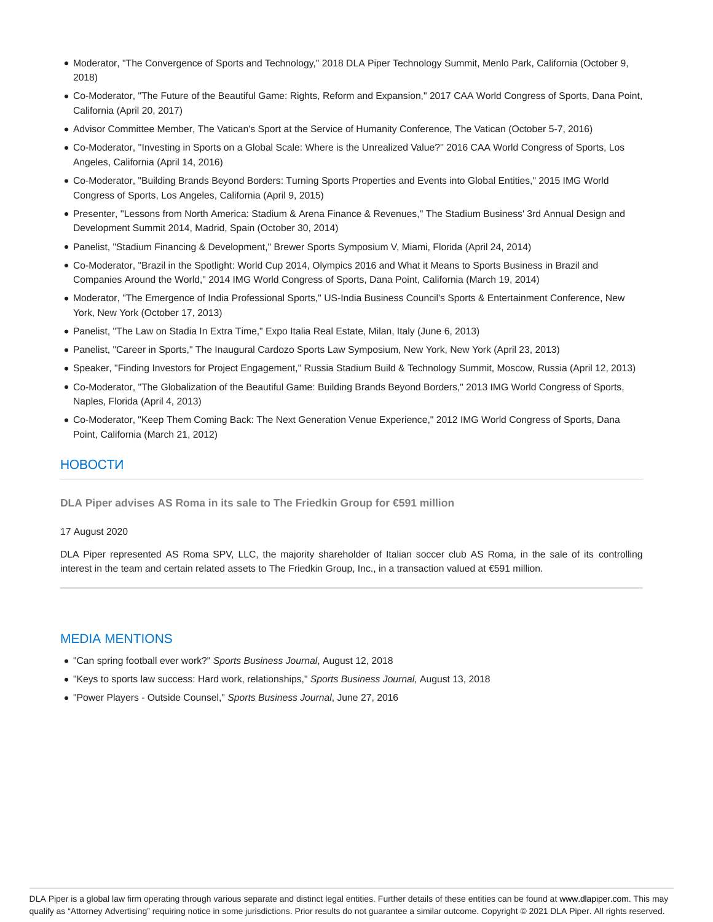- Moderator, "The Convergence of Sports and Technology," 2018 DLA Piper Technology Summit, Menlo Park, California (October 9, 2018)
- Co-Moderator, "The Future of the Beautiful Game: Rights, Reform and Expansion," 2017 CAA World Congress of Sports, Dana Point, California (April 20, 2017)
- Advisor Committee Member, The Vatican's Sport at the Service of Humanity Conference, The Vatican (October 5-7, 2016)
- Co-Moderator, "Investing in Sports on a Global Scale: Where is the Unrealized Value?" 2016 CAA World Congress of Sports, Los Angeles, California (April 14, 2016)
- Co-Moderator, "Building Brands Beyond Borders: Turning Sports Properties and Events into Global Entities," 2015 IMG World Congress of Sports, Los Angeles, California (April 9, 2015)
- Presenter, "Lessons from North America: Stadium & Arena Finance & Revenues," The Stadium Business' 3rd Annual Design and Development Summit 2014, Madrid, Spain (October 30, 2014)
- Panelist, "Stadium Financing & Development," Brewer Sports Symposium V, Miami, Florida (April 24, 2014)
- Co-Moderator, "Brazil in the Spotlight: World Cup 2014, Olympics 2016 and What it Means to Sports Business in Brazil and Companies Around the World," 2014 IMG World Congress of Sports, Dana Point, California (March 19, 2014)
- Moderator, "The Emergence of India Professional Sports," US-India Business Council's Sports & Entertainment Conference, New York, New York (October 17, 2013)
- Panelist, "The Law on Stadia In Extra Time," Expo Italia Real Estate, Milan, Italy (June 6, 2013)
- Panelist, "Career in Sports," The Inaugural Cardozo Sports Law Symposium, New York, New York (April 23, 2013)
- Speaker, "Finding Investors for Project Engagement," Russia Stadium Build & Technology Summit, Moscow, Russia (April 12, 2013)
- Co-Moderator, "The Globalization of the Beautiful Game: Building Brands Beyond Borders," 2013 IMG World Congress of Sports, Naples, Florida (April 4, 2013)
- Co-Moderator, "Keep Them Coming Back: The Next Generation Venue Experience," 2012 IMG World Congress of Sports, Dana Point, California (March 21, 2012)

## НОВОСТИ

**DLA Piper advises AS Roma in its sale to The Friedkin Group for €591 million**

17 August 2020

DLA Piper represented AS Roma SPV, LLC, the majority shareholder of Italian soccer club AS Roma, in the sale of its controlling interest in the team and certain related assets to The Friedkin Group, Inc., in a transaction valued at €591 million.

## MEDIA MENTIONS

- "Can spring football ever work?" *Sports Business Journal*, August 12, 2018
- "Keys to sports law success: Hard work, relationships," *Sports Business Journal,* August 13, 2018
- "Power Players - Outside Counsel," *Sports Business Journal*, June 27, 2016

DLA Piper is a global law firm operating through various separate and distinct legal entities. Further details of these entities can be found at www.dlapiper.com. This may qualify as "Attorney Advertising" requiring notice in some jurisdictions. Prior results do not guarantee a similar outcome. Copyright © 2021 DLA Piper. All rights reserved.